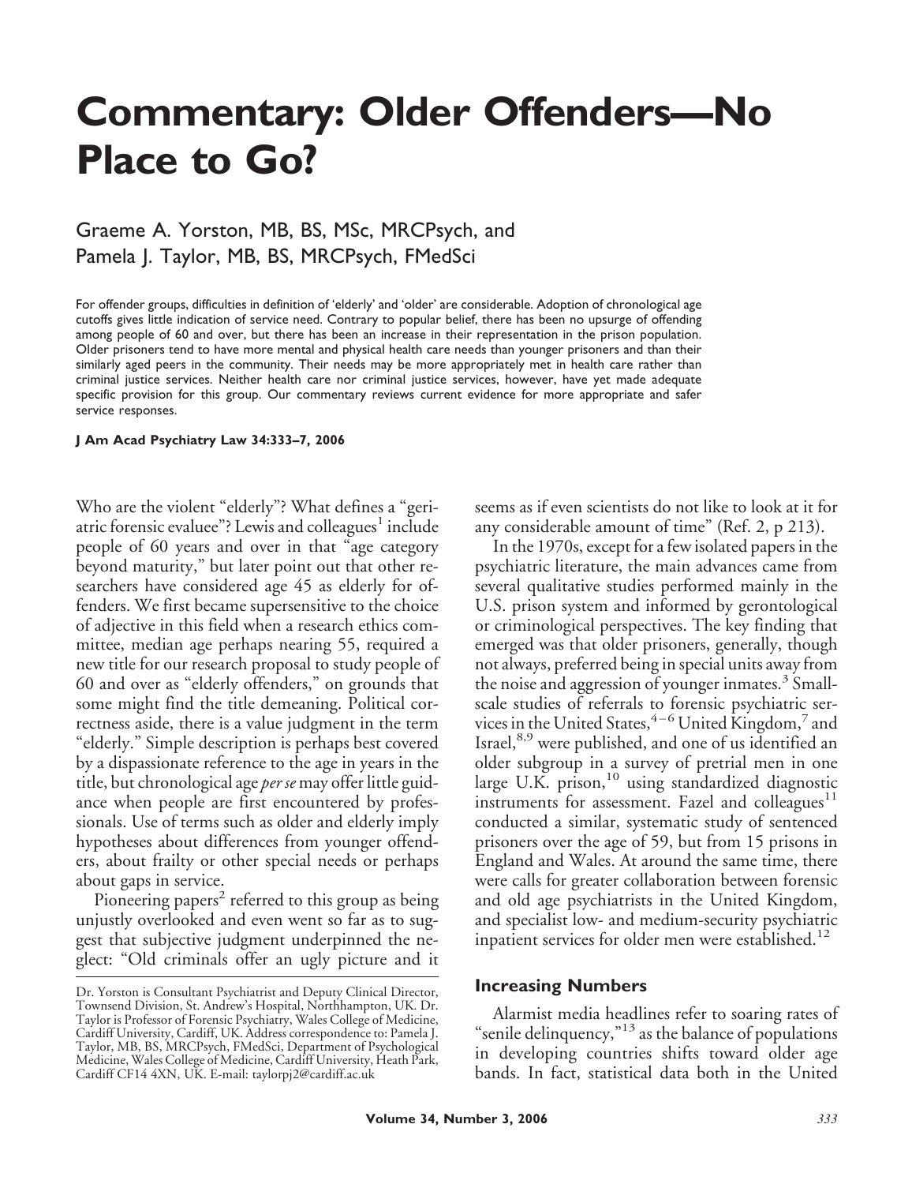# Commentary: Older Offenders—No Place to Go?

Graeme A. Yorston, MB, BS, MSc, MRCPsych, and Pamela J. Taylor, MB, BS, MRCPsych, FMedSci

For offender groups, difficulties in definition of 'elderly' and 'older' are considerable. Adoption of chronological age cutoffs gives little indication of service need. Contrary to popular belief, there has been no upsurge of offending among people of 60 and over, but there has been an increase in their representation in the prison population. Older prisoners tend to have more mental and physical health care needs than younger prisoners and than their similarly aged peers in the community. Their needs may be more appropriately met in health care rather than criminal justice services. Neither health care nor criminal justice services, however, have yet made adequate specific provision for this group. Our commentary reviews current evidence for more appropriate and safer service responses.

**J Am Acad Psychiatry Law 34:333–7, 2006**

Who are the violent "elderly"? What defines a "geriatric forensic evaluee"? Lewis and colleagues[1] include people of 60 years and over in that "age category beyond maturity," but later point out that other researchers have considered age 45 as elderly for offenders. We first became supersensitive to the choice of adjective in this field when a research ethics committee, median age perhaps nearing 55, required a new title for our research proposal to study people of 60 and over as "elderly offenders," on grounds that some might find the title demeaning. Political correctness aside, there is a value judgment in the term "elderly." Simple description is perhaps best covered by a dispassionate reference to the age in years in the title, but chronological age *per se* may offer little guidance when people are first encountered by professionals. Use of terms such as older and elderly imply hypotheses about differences from younger offenders, about frailty or other special needs or perhaps about gaps in service.

Pioneering papers[2] referred to this group as being unjustly overlooked and even went so far as to suggest that subjective judgment underpinned the neglect: "Old criminals offer an ugly picture and it seems as if even scientists do not like to look at it for any considerable amount of time" (Ref. 2, p 213).

In the 1970s, except for a few isolated papers in the psychiatric literature, the main advances came from several qualitative studies performed mainly in the U.S. prison system and informed by gerontological or criminological perspectives. The key finding that emerged was that older prisoners, generally, though not always, preferred being in special units away from the noise and aggression of younger inmates.[3] Small-scale studies of referrals to forensic psychiatric services in the United States,[4–6] United Kingdom,[7] and Israel,[8,9] were published, and one of us identified an older subgroup in a survey of pretrial men in one large U.K. prison,[10] using standardized diagnostic instruments for assessment. Fazel and colleagues[11] conducted a similar, systematic study of sentenced prisoners over the age of 59, but from 15 prisons in England and Wales. At around the same time, there were calls for greater collaboration between forensic and old age psychiatrists in the United Kingdom, and specialist low- and medium-security psychiatric inpatient services for older men were established.[12]

## Increasing Numbers

Alarmist media headlines refer to soaring rates of "senile delinquency,"[13] as the balance of populations in developing countries shifts toward older age bands. In fact, statistical data both in the United

Dr. Yorston is Consultant Psychiatrist and Deputy Clinical Director, Townsend Division, St. Andrew's Hospital, Northhampton, UK. Dr. Taylor is Professor of Forensic Psychiatry, Wales College of Medicine, Cardiff University, Cardiff, UK. Address correspondence to: Pamela J. Taylor, MB, BS, MRCPsych, FMedSci, Department of Psychological Medicine, Wales College of Medicine, Cardiff University, Heath Park, Cardiff CF14 4XN, UK. E-mail: taylorpj2@cardiff.ac.uk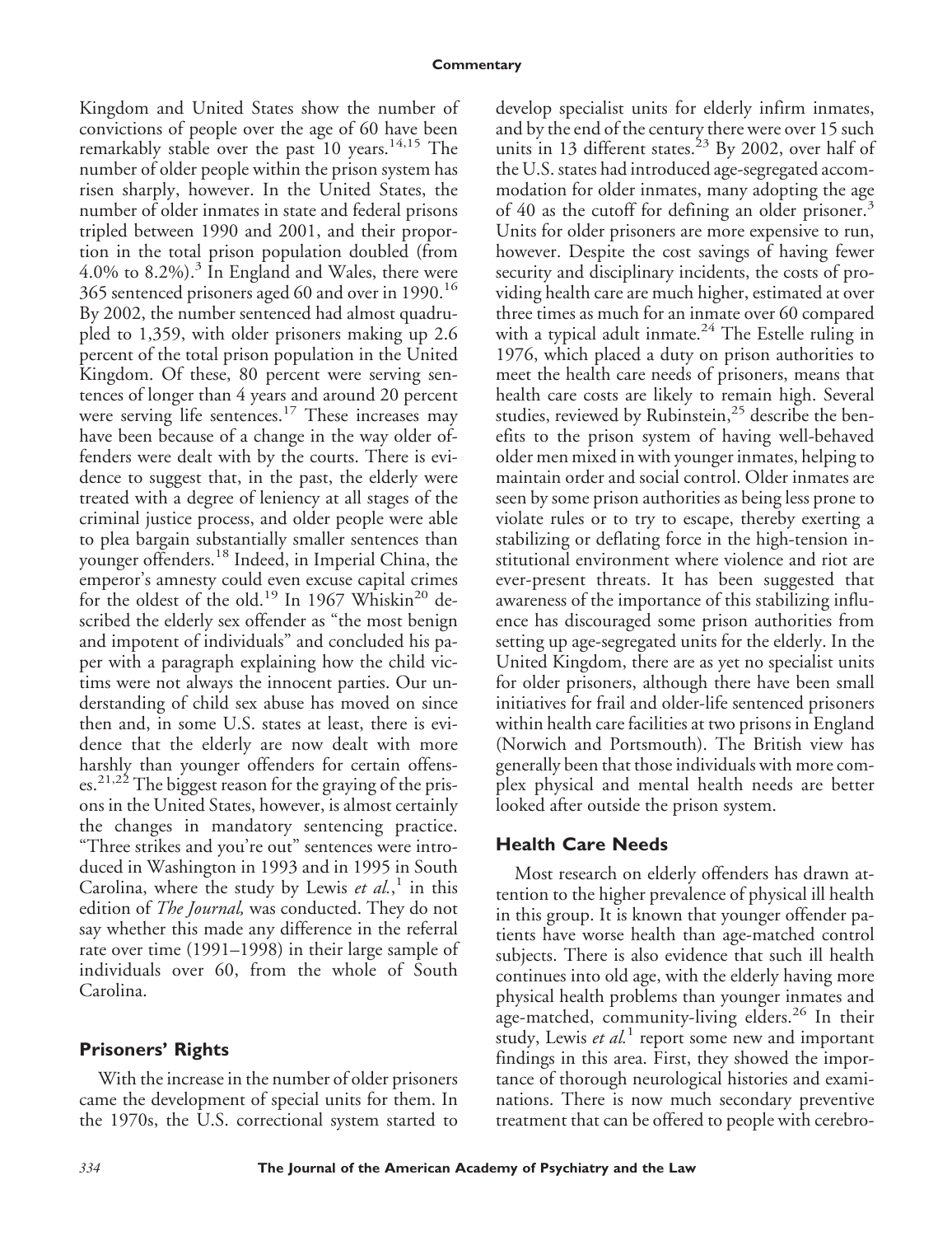Kingdom and United States show the number of convictions of people over the age of 60 have been remarkably stable over the past 10 years.[14,15] The number of older people within the prison system has risen sharply, however. In the United States, the number of older inmates in state and federal prisons tripled between 1990 and 2001, and their proportion in the total prison population doubled (from 4.0% to 8.2%).[3] In England and Wales, there were 365 sentenced prisoners aged 60 and over in 1990.[16] By 2002, the number sentenced had almost quadrupled to 1,359, with older prisoners making up 2.6 percent of the total prison population in the United Kingdom. Of these, 80 percent were serving sentences of longer than 4 years and around 20 percent were serving life sentences.[17] These increases may have been because of a change in the way older offenders were dealt with by the courts. There is evidence to suggest that, in the past, the elderly were treated with a degree of leniency at all stages of the criminal justice process, and older people were able to plea bargain substantially smaller sentences than younger offenders.[18] Indeed, in Imperial China, the emperor's amnesty could even excuse capital crimes for the oldest of the old.[19] In 1967 Whiskin[20] described the elderly sex offender as "the most benign and impotent of individuals" and concluded his paper with a paragraph explaining how the child victims were not always the innocent parties. Our understanding of child sex abuse has moved on since then and, in some U.S. states at least, there is evidence that the elderly are now dealt with more harshly than younger offenders for certain offenses.[21,22] The biggest reason for the graying of the prisons in the United States, however, is almost certainly the changes in mandatory sentencing practice. "Three strikes and you're out" sentences were introduced in Washington in 1993 and in 1995 in South Carolina, where the study by Lewis *et al.*,[1] in this edition of *The Journal,* was conducted. They do not say whether this made any difference in the referral rate over time (1991–1998) in their large sample of individuals over 60, from the whole of South Carolina.

## Prisoners' Rights

With the increase in the number of older prisoners came the development of special units for them. In the 1970s, the U.S. correctional system started to develop specialist units for elderly infirm inmates, and by the end of the century there were over 15 such units in 13 different states.[23] By 2002, over half of the U.S. states had introduced age-segregated accommodation for older inmates, many adopting the age of 40 as the cutoff for defining an older prisoner.[3] Units for older prisoners are more expensive to run, however. Despite the cost savings of having fewer security and disciplinary incidents, the costs of providing health care are much higher, estimated at over three times as much for an inmate over 60 compared with a typical adult inmate.[24] The Estelle ruling in 1976, which placed a duty on prison authorities to meet the health care needs of prisoners, means that health care costs are likely to remain high. Several studies, reviewed by Rubinstein,[25] describe the benefits to the prison system of having well-behaved older men mixed in with younger inmates, helping to maintain order and social control. Older inmates are seen by some prison authorities as being less prone to violate rules or to try to escape, thereby exerting a stabilizing or deflating force in the high-tension institutional environment where violence and riot are ever-present threats. It has been suggested that awareness of the importance of this stabilizing influence has discouraged some prison authorities from setting up age-segregated units for the elderly. In the United Kingdom, there are as yet no specialist units for older prisoners, although there have been small initiatives for frail and older-life sentenced prisoners within health care facilities at two prisons in England (Norwich and Portsmouth). The British view has generally been that those individuals with more complex physical and mental health needs are better looked after outside the prison system.

## Health Care Needs

Most research on elderly offenders has drawn attention to the higher prevalence of physical ill health in this group. It is known that younger offender patients have worse health than age-matched control subjects. There is also evidence that such ill health continues into old age, with the elderly having more physical health problems than younger inmates and age-matched, community-living elders.[26] In their study, Lewis *et al.*[1] report some new and important findings in this area. First, they showed the importance of thorough neurological histories and examinations. There is now much secondary preventive treatment that can be offered to people with cerebro-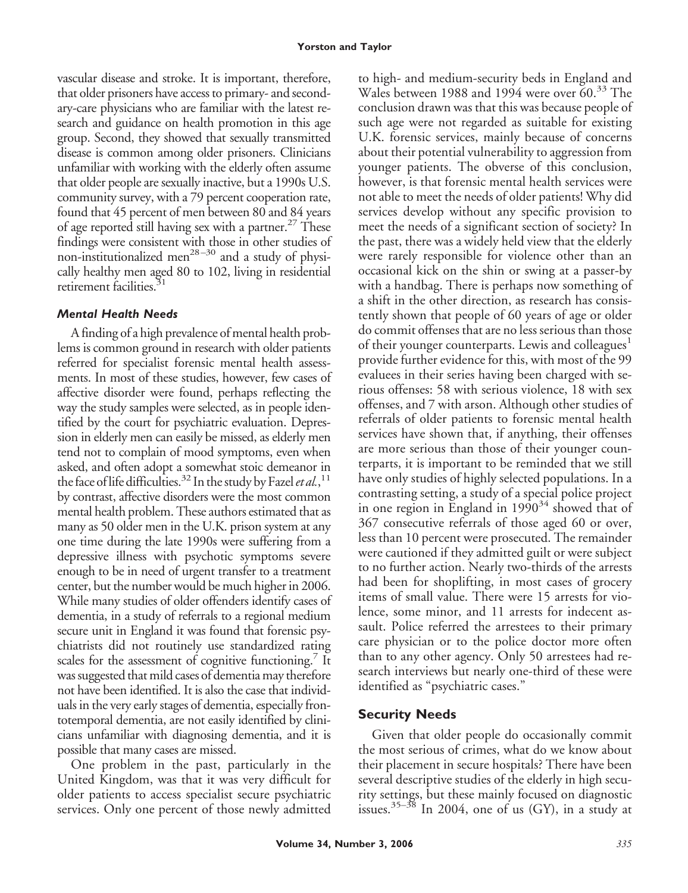vascular disease and stroke. It is important, therefore, that older prisoners have access to primary- and secondary-care physicians who are familiar with the latest research and guidance on health promotion in this age group. Second, they showed that sexually transmitted disease is common among older prisoners. Clinicians unfamiliar with working with the elderly often assume that older people are sexually inactive, but a 1990s U.S. community survey, with a 79 percent cooperation rate, found that 45 percent of men between 80 and 84 years of age reported still having sex with a partner.[27] These findings were consistent with those in other studies of non-institutionalized men[28–30] and a study of physically healthy men aged 80 to 102, living in residential retirement facilities.[31]

### *Mental Health Needs*

A finding of a high prevalence of mental health problems is common ground in research with older patients referred for specialist forensic mental health assessments. In most of these studies, however, few cases of affective disorder were found, perhaps reflecting the way the study samples were selected, as in people identified by the court for psychiatric evaluation. Depression in elderly men can easily be missed, as elderly men tend not to complain of mood symptoms, even when asked, and often adopt a somewhat stoic demeanor in the face of life difficulties.[32] In the study by Fazel *et al.*,[11] by contrast, affective disorders were the most common mental health problem. These authors estimated that as many as 50 older men in the U.K. prison system at any one time during the late 1990s were suffering from a depressive illness with psychotic symptoms severe enough to be in need of urgent transfer to a treatment center, but the number would be much higher in 2006. While many studies of older offenders identify cases of dementia, in a study of referrals to a regional medium secure unit in England it was found that forensic psychiatrists did not routinely use standardized rating scales for the assessment of cognitive functioning.[7] It was suggested that mild cases of dementia may therefore not have been identified. It is also the case that individuals in the very early stages of dementia, especially frontotemporal dementia, are not easily identified by clinicians unfamiliar with diagnosing dementia, and it is possible that many cases are missed.

One problem in the past, particularly in the United Kingdom, was that it was very difficult for older patients to access specialist secure psychiatric services. Only one percent of those newly admitted to high- and medium-security beds in England and Wales between 1988 and 1994 were over 60.[33] The conclusion drawn was that this was because people of such age were not regarded as suitable for existing U.K. forensic services, mainly because of concerns about their potential vulnerability to aggression from younger patients. The obverse of this conclusion, however, is that forensic mental health services were not able to meet the needs of older patients! Why did services develop without any specific provision to meet the needs of a significant section of society? In the past, there was a widely held view that the elderly were rarely responsible for violence other than an occasional kick on the shin or swing at a passer-by with a handbag. There is perhaps now something of a shift in the other direction, as research has consistently shown that people of 60 years of age or older do commit offenses that are no less serious than those of their younger counterparts. Lewis and colleagues[1] provide further evidence for this, with most of the 99 evaluees in their series having been charged with serious offenses: 58 with serious violence, 18 with sex offenses, and 7 with arson. Although other studies of referrals of older patients to forensic mental health services have shown that, if anything, their offenses are more serious than those of their younger counterparts, it is important to be reminded that we still have only studies of highly selected populations. In a contrasting setting, a study of a special police project in one region in England in 1990[34] showed that of 367 consecutive referrals of those aged 60 or over, less than 10 percent were prosecuted. The remainder were cautioned if they admitted guilt or were subject to no further action. Nearly two-thirds of the arrests had been for shoplifting, in most cases of grocery items of small value. There were 15 arrests for violence, some minor, and 11 arrests for indecent assault. Police referred the arrestees to their primary care physician or to the police doctor more often than to any other agency. Only 50 arrestees had research interviews but nearly one-third of these were identified as "psychiatric cases."

## Security Needs

Given that older people do occasionally commit the most serious of crimes, what do we know about their placement in secure hospitals? There have been several descriptive studies of the elderly in high security settings, but these mainly focused on diagnostic issues.[35–38] In 2004, one of us (GY), in a study at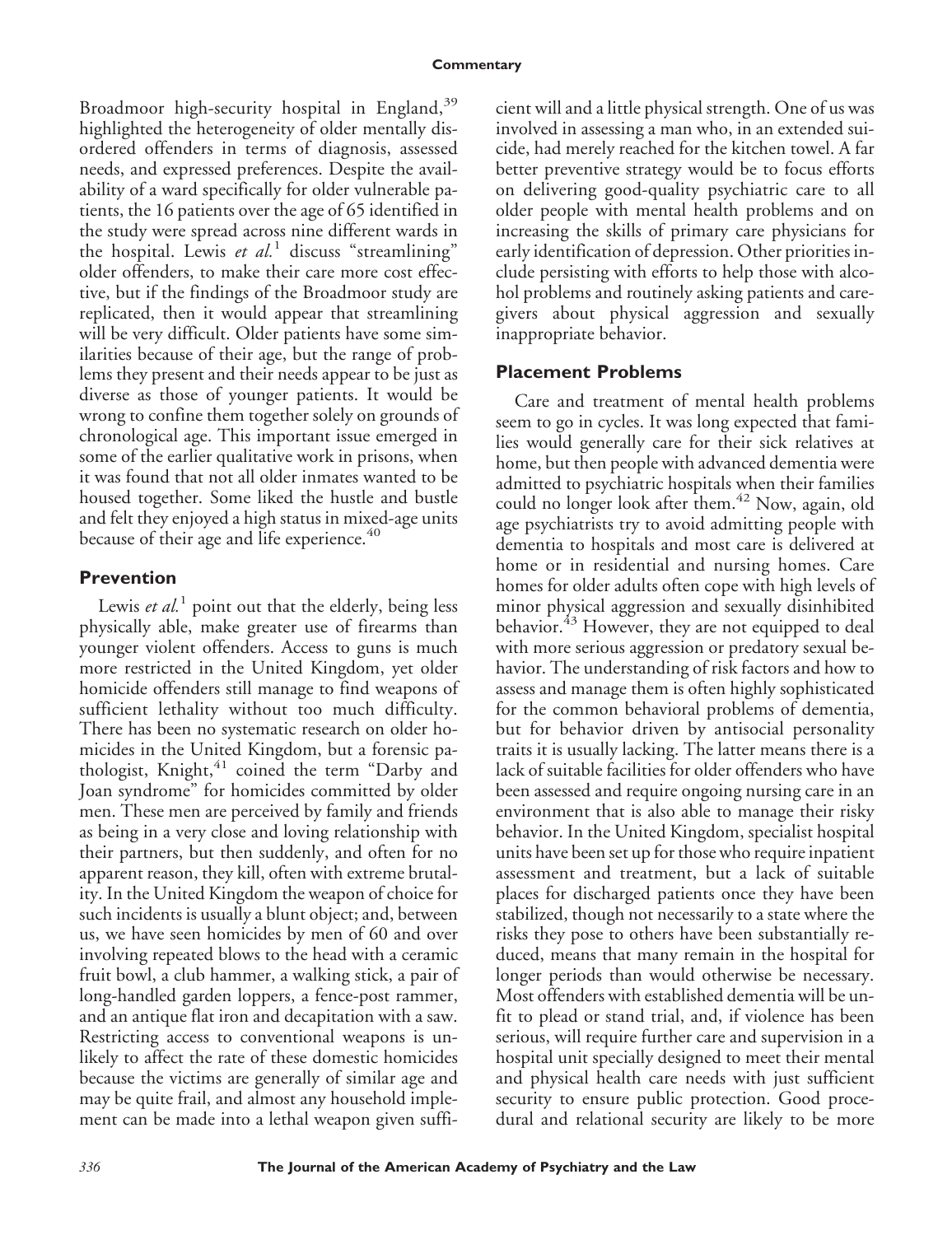Broadmoor high-security hospital in England,[39] highlighted the heterogeneity of older mentally disordered offenders in terms of diagnosis, assessed needs, and expressed preferences. Despite the availability of a ward specifically for older vulnerable patients, the 16 patients over the age of 65 identified in the study were spread across nine different wards in the hospital. Lewis *et al.*[1] discuss "streamlining" older offenders, to make their care more cost effective, but if the findings of the Broadmoor study are replicated, then it would appear that streamlining will be very difficult. Older patients have some similarities because of their age, but the range of problems they present and their needs appear to be just as diverse as those of younger patients. It would be wrong to confine them together solely on grounds of chronological age. This important issue emerged in some of the earlier qualitative work in prisons, when it was found that not all older inmates wanted to be housed together. Some liked the hustle and bustle and felt they enjoyed a high status in mixed-age units because of their age and life experience.[40]

## Prevention

Lewis *et al.*[1] point out that the elderly, being less physically able, make greater use of firearms than younger violent offenders. Access to guns is much more restricted in the United Kingdom, yet older homicide offenders still manage to find weapons of sufficient lethality without too much difficulty. There has been no systematic research on older homicides in the United Kingdom, but a forensic pathologist, Knight,[41] coined the term "Darby and Joan syndrome" for homicides committed by older men. These men are perceived by family and friends as being in a very close and loving relationship with their partners, but then suddenly, and often for no apparent reason, they kill, often with extreme brutality. In the United Kingdom the weapon of choice for such incidents is usually a blunt object; and, between us, we have seen homicides by men of 60 and over involving repeated blows to the head with a ceramic fruit bowl, a club hammer, a walking stick, a pair of long-handled garden loppers, a fence-post rammer, and an antique flat iron and decapitation with a saw. Restricting access to conventional weapons is unlikely to affect the rate of these domestic homicides because the victims are generally of similar age and may be quite frail, and almost any household implement can be made into a lethal weapon given sufficient will and a little physical strength. One of us was involved in assessing a man who, in an extended suicide, had merely reached for the kitchen towel. A far better preventive strategy would be to focus efforts on delivering good-quality psychiatric care to all older people with mental health problems and on increasing the skills of primary care physicians for early identification of depression. Other priorities include persisting with efforts to help those with alcohol problems and routinely asking patients and caregivers about physical aggression and sexually inappropriate behavior.

## Placement Problems

Care and treatment of mental health problems seem to go in cycles. It was long expected that families would generally care for their sick relatives at home, but then people with advanced dementia were admitted to psychiatric hospitals when their families could no longer look after them.[42] Now, again, old age psychiatrists try to avoid admitting people with dementia to hospitals and most care is delivered at home or in residential and nursing homes. Care homes for older adults often cope with high levels of minor physical aggression and sexually disinhibited behavior.[43] However, they are not equipped to deal with more serious aggression or predatory sexual behavior. The understanding of risk factors and how to assess and manage them is often highly sophisticated for the common behavioral problems of dementia, but for behavior driven by antisocial personality traits it is usually lacking. The latter means there is a lack of suitable facilities for older offenders who have been assessed and require ongoing nursing care in an environment that is also able to manage their risky behavior. In the United Kingdom, specialist hospital units have been set up for those who require inpatient assessment and treatment, but a lack of suitable places for discharged patients once they have been stabilized, though not necessarily to a state where the risks they pose to others have been substantially reduced, means that many remain in the hospital for longer periods than would otherwise be necessary. Most offenders with established dementia will be unfit to plead or stand trial, and, if violence has been serious, will require further care and supervision in a hospital unit specially designed to meet their mental and physical health care needs with just sufficient security to ensure public protection. Good procedural and relational security are likely to be more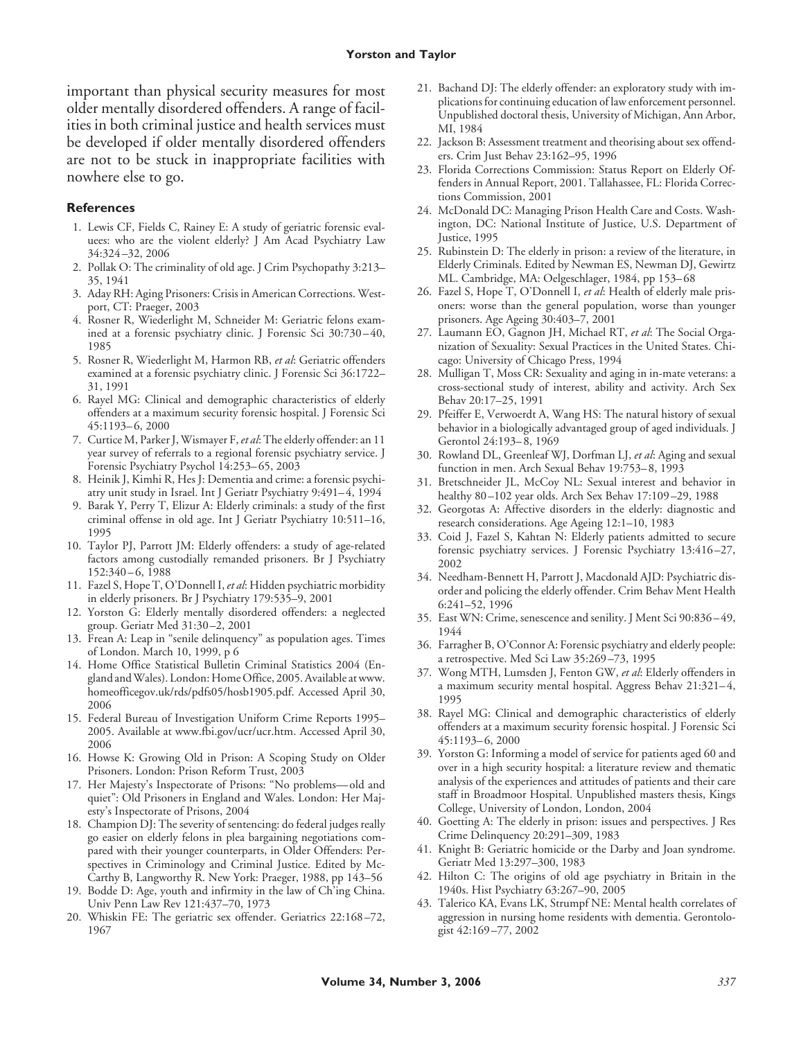important than physical security measures for most older mentally disordered offenders. A range of facilities in both criminal justice and health services must be developed if older mentally disordered offenders are not to be stuck in inappropriate facilities with nowhere else to go.

## References

1. Lewis CF, Fields C, Rainey E: A study of geriatric forensic evaluees: who are the violent elderly? J Am Acad Psychiatry Law 34:324–32, 2006
2. Pollak O: The criminality of old age. J Crim Psychopathy 3:213–35, 1941
3. Aday RH: Aging Prisoners: Crisis in American Corrections. Westport, CT: Praeger, 2003
4. Rosner R, Wiederlight M, Schneider M: Geriatric felons examined at a forensic psychiatry clinic. J Forensic Sci 30:730–40, 1985
5. Rosner R, Wiederlight M, Harmon RB, *et al*: Geriatric offenders examined at a forensic psychiatry clinic. J Forensic Sci 36:1722–31, 1991
6. Rayel MG: Clinical and demographic characteristics of elderly offenders at a maximum security forensic hospital. J Forensic Sci 45:1193–6, 2000
7. Curtice M, Parker J, Wismayer F, *et al*: The elderly offender: an 11 year survey of referrals to a regional forensic psychiatry service. J Forensic Psychiatry Psychol 14:253–65, 2003
8. Heinik J, Kimhi R, Hes J: Dementia and crime: a forensic psychiatry unit study in Israel. Int J Geriatr Psychiatry 9:491–4, 1994
9. Barak Y, Perry T, Elizur A: Elderly criminals: a study of the first criminal offense in old age. Int J Geriatr Psychiatry 10:511–16, 1995
10. Taylor PJ, Parrott JM: Elderly offenders: a study of age-related factors among custodially remanded prisoners. Br J Psychiatry 152:340–6, 1988
11. Fazel S, Hope T, O'Donnell I, *et al*: Hidden psychiatric morbidity in elderly prisoners. Br J Psychiatry 179:535–9, 2001
12. Yorston G: Elderly mentally disordered offenders: a neglected group. Geriatr Med 31:30–2, 2001
13. Frean A: Leap in "senile delinquency" as population ages. Times of London. March 10, 1999, p 6
14. Home Office Statistical Bulletin Criminal Statistics 2004 (England and Wales). London: Home Office, 2005. Available at www.homeofficegov.uk/rds/pdfs05/hosb1905.pdf. Accessed April 30, 2006
15. Federal Bureau of Investigation Uniform Crime Reports 1995–2005. Available at www.fbi.gov/ucr/ucr.htm. Accessed April 30, 2006
16. Howse K: Growing Old in Prison: A Scoping Study on Older Prisoners. London: Prison Reform Trust, 2003
17. Her Majesty's Inspectorate of Prisons: "No problems—old and quiet": Old Prisoners in England and Wales. London: Her Majesty's Inspectorate of Prisons, 2004
18. Champion DJ: The severity of sentencing: do federal judges really go easier on elderly felons in plea bargaining negotiations compared with their younger counterparts, in Older Offenders: Perspectives in Criminology and Criminal Justice. Edited by McCarthy B, Langworthy R. New York: Praeger, 1988, pp 143–56
19. Bodde D: Age, youth and infirmity in the law of Ch'ing China. Univ Penn Law Rev 121:437–70, 1973
20. Whiskin FE: The geriatric sex offender. Geriatrics 22:168–72, 1967
21. Bachand DJ: The elderly offender: an exploratory study with implications for continuing education of law enforcement personnel. Unpublished doctoral thesis, University of Michigan, Ann Arbor, MI, 1984
22. Jackson B: Assessment treatment and theorising about sex offenders. Crim Just Behav 23:162–95, 1996
23. Florida Corrections Commission: Status Report on Elderly Offenders in Annual Report, 2001. Tallahassee, FL: Florida Corrections Commission, 2001
24. McDonald DC: Managing Prison Health Care and Costs. Washington, DC: National Institute of Justice, U.S. Department of Justice, 1995
25. Rubinstein D: The elderly in prison: a review of the literature, in Elderly Criminals. Edited by Newman ES, Newman DJ, Gewirtz ML. Cambridge, MA: Oelgeschlager, 1984, pp 153–68
26. Fazel S, Hope T, O'Donnell I, *et al*: Health of elderly male prisoners: worse than the general population, worse than younger prisoners. Age Ageing 30:403–7, 2001
27. Laumann EO, Gagnon JH, Michael RT, *et al*: The Social Organization of Sexuality: Sexual Practices in the United States. Chicago: University of Chicago Press, 1994
28. Mulligan T, Moss CR: Sexuality and aging in in-mate veterans: a cross-sectional study of interest, ability and activity. Arch Sex Behav 20:17–25, 1991
29. Pfeiffer E, Verwoerdt A, Wang HS: The natural history of sexual behavior in a biologically advantaged group of aged individuals. J Gerontol 24:193–8, 1969
30. Rowland DL, Greenleaf WJ, Dorfman LJ, *et al*: Aging and sexual function in men. Arch Sexual Behav 19:753–8, 1993
31. Bretschneider JL, McCoy NL: Sexual interest and behavior in healthy 80–102 year olds. Arch Sex Behav 17:109–29, 1988
32. Georgotas A: Affective disorders in the elderly: diagnostic and research considerations. Age Ageing 12:1–10, 1983
33. Coid J, Fazel S, Kahtan N: Elderly patients admitted to secure forensic psychiatry services. J Forensic Psychiatry 13:416–27, 2002
34. Needham-Bennett H, Parrott J, Macdonald AJD: Psychiatric disorder and policing the elderly offender. Crim Behav Ment Health 6:241–52, 1996
35. East WN: Crime, senescence and senility. J Ment Sci 90:836–49, 1944
36. Farragher B, O'Connor A: Forensic psychiatry and elderly people: a retrospective. Med Sci Law 35:269–73, 1995
37. Wong MTH, Lumsden J, Fenton GW, *et al*: Elderly offenders in a maximum security mental hospital. Aggress Behav 21:321–4, 1995
38. Rayel MG: Clinical and demographic characteristics of elderly offenders at a maximum security forensic hospital. J Forensic Sci 45:1193–6, 2000
39. Yorston G: Informing a model of service for patients aged 60 and over in a high security hospital: a literature review and thematic analysis of the experiences and attitudes of patients and their care staff in Broadmoor Hospital. Unpublished masters thesis, Kings College, University of London, London, 2004
40. Goetting A: The elderly in prison: issues and perspectives. J Res Crime Delinquency 20:291–309, 1983
41. Knight B: Geriatric homicide or the Darby and Joan syndrome. Geriatr Med 13:297–300, 1983
42. Hilton C: The origins of old age psychiatry in Britain in the 1940s. Hist Psychiatry 63:267–90, 2005
43. Talerico KA, Evans LK, Strumpf NE: Mental health correlates of aggression in nursing home residents with dementia. Gerontologist 42:169–77, 2002